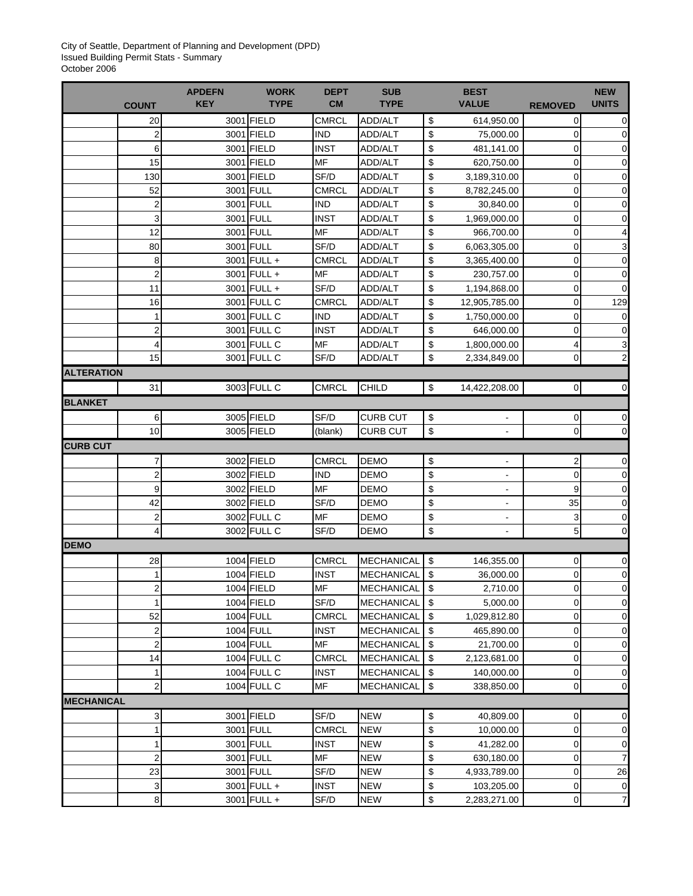City of Seattle, Department of Planning and Development (DPD)
Issued Building Permit Stats - Summary
October 2006

| | COUNT | APDEFN KEY | WORK TYPE | DEPT CM | SUB TYPE | BEST VALUE | REMOVED | NEW UNITS |
|---|---|---|---|---|---|---|---|---|
| | 20 | 3001 | FIELD | CMRCL | ADD/ALT | $ 614,950.00 | 0 | 0 |
| | 2 | 3001 | FIELD | IND | ADD/ALT | $ 75,000.00 | 0 | 0 |
| | 6 | 3001 | FIELD | INST | ADD/ALT | $ 481,141.00 | 0 | 0 |
| | 15 | 3001 | FIELD | MF | ADD/ALT | $ 620,750.00 | 0 | 0 |
| | 130 | 3001 | FIELD | SF/D | ADD/ALT | $ 3,189,310.00 | 0 | 0 |
| | 52 | 3001 | FULL | CMRCL | ADD/ALT | $ 8,782,245.00 | 0 | 0 |
| | 2 | 3001 | FULL | IND | ADD/ALT | $ 30,840.00 | 0 | 0 |
| | 3 | 3001 | FULL | INST | ADD/ALT | $ 1,969,000.00 | 0 | 0 |
| | 12 | 3001 | FULL | MF | ADD/ALT | $ 966,700.00 | 0 | 4 |
| | 80 | 3001 | FULL | SF/D | ADD/ALT | $ 6,063,305.00 | 0 | 3 |
| | 8 | 3001 | FULL + | CMRCL | ADD/ALT | $ 3,365,400.00 | 0 | 0 |
| | 2 | 3001 | FULL + | MF | ADD/ALT | $ 230,757.00 | 0 | 0 |
| | 11 | 3001 | FULL + | SF/D | ADD/ALT | $ 1,194,868.00 | 0 | 0 |
| | 16 | 3001 | FULL C | CMRCL | ADD/ALT | $ 12,905,785.00 | 0 | 129 |
| | 1 | 3001 | FULL C | IND | ADD/ALT | $ 1,750,000.00 | 0 | 0 |
| | 2 | 3001 | FULL C | INST | ADD/ALT | $ 646,000.00 | 0 | 0 |
| | 4 | 3001 | FULL C | MF | ADD/ALT | $ 1,800,000.00 | 4 | 3 |
| | 15 | 3001 | FULL C | SF/D | ADD/ALT | $ 2,334,849.00 | 0 | 2 |
| **ALTERATION** | | | | | | | | |
| | 31 | 3003 | FULL C | CMRCL | CHILD | $ 14,422,208.00 | 0 | 0 |
| **BLANKET** | | | | | | | | |
| | 6 | 3005 | FIELD | SF/D | CURB CUT | $ - | 0 | 0 |
| | 10 | 3005 | FIELD | (blank) | CURB CUT | $ - | 0 | 0 |
| **CURB CUT** | | | | | | | | |
| | 7 | 3002 | FIELD | CMRCL | DEMO | $ - | 2 | 0 |
| | 2 | 3002 | FIELD | IND | DEMO | $ - | 0 | 0 |
| | 9 | 3002 | FIELD | MF | DEMO | $ - | 9 | 0 |
| | 42 | 3002 | FIELD | SF/D | DEMO | $ - | 35 | 0 |
| | 2 | 3002 | FULL C | MF | DEMO | $ - | 3 | 0 |
| | 4 | 3002 | FULL C | SF/D | DEMO | $ - | 5 | 0 |
| **DEMO** | | | | | | | | |
| | 28 | 1004 | FIELD | CMRCL | MECHANICAL | $ 146,355.00 | 0 | 0 |
| | 1 | 1004 | FIELD | INST | MECHANICAL | $ 36,000.00 | 0 | 0 |
| | 2 | 1004 | FIELD | MF | MECHANICAL | $ 2,710.00 | 0 | 0 |
| | 1 | 1004 | FIELD | SF/D | MECHANICAL | $ 5,000.00 | 0 | 0 |
| | 52 | 1004 | FULL | CMRCL | MECHANICAL | $ 1,029,812.80 | 0 | 0 |
| | 2 | 1004 | FULL | INST | MECHANICAL | $ 465,890.00 | 0 | 0 |
| | 2 | 1004 | FULL | MF | MECHANICAL | $ 21,700.00 | 0 | 0 |
| | 14 | 1004 | FULL C | CMRCL | MECHANICAL | $ 2,123,681.00 | 0 | 0 |
| | 1 | 1004 | FULL C | INST | MECHANICAL | $ 140,000.00 | 0 | 0 |
| | 2 | 1004 | FULL C | MF | MECHANICAL | $ 338,850.00 | 0 | 0 |
| **MECHANICAL** | | | | | | | | |
| | 3 | 3001 | FIELD | SF/D | NEW | $ 40,809.00 | 0 | 0 |
| | 1 | 3001 | FULL | CMRCL | NEW | $ 10,000.00 | 0 | 0 |
| | 1 | 3001 | FULL | INST | NEW | $ 41,282.00 | 0 | 0 |
| | 2 | 3001 | FULL | MF | NEW | $ 630,180.00 | 0 | 7 |
| | 23 | 3001 | FULL | SF/D | NEW | $ 4,933,789.00 | 0 | 26 |
| | 3 | 3001 | FULL + | INST | NEW | $ 103,205.00 | 0 | 0 |
| | 8 | 3001 | FULL + | SF/D | NEW | $ 2,283,271.00 | 0 | 7 |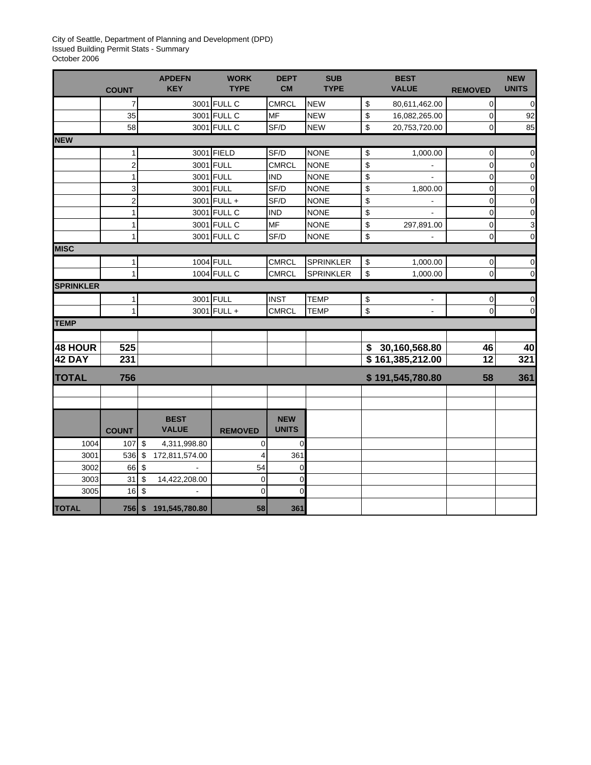City of Seattle, Department of Planning and Development (DPD)
Issued Building Permit Stats - Summary
October 2006

| | COUNT | APDEFN KEY | WORK TYPE | DEPT CM | SUB TYPE | BEST VALUE | REMOVED | NEW UNITS |
|---|---|---|---|---|---|---|---|---|
| | 7 | 3001 | FULL C | CMRCL | NEW | $ 80,611,462.00 | 0 | 0 |
| | 35 | 3001 | FULL C | MF | NEW | $ 16,082,265.00 | 0 | 92 |
| | 58 | 3001 | FULL C | SF/D | NEW | $ 20,753,720.00 | 0 | 85 |
| **NEW** | | | | | | | | |
| | 1 | 3001 | FIELD | SF/D | NONE | $ 1,000.00 | 0 | 0 |
| | 2 | 3001 | FULL | CMRCL | NONE | $ - | 0 | 0 |
| | 1 | 3001 | FULL | IND | NONE | $ - | 0 | 0 |
| | 3 | 3001 | FULL | SF/D | NONE | $ 1,800.00 | 0 | 0 |
| | 2 | 3001 | FULL + | SF/D | NONE | $ - | 0 | 0 |
| | 1 | 3001 | FULL C | IND | NONE | $ - | 0 | 0 |
| | 1 | 3001 | FULL C | MF | NONE | $ 297,891.00 | 0 | 3 |
| | 1 | 3001 | FULL C | SF/D | NONE | $ - | 0 | 0 |
| **MISC** | | | | | | | | |
| | 1 | 1004 | FULL | CMRCL | SPRINKLER | $ 1,000.00 | 0 | 0 |
| | 1 | 1004 | FULL C | CMRCL | SPRINKLER | $ 1,000.00 | 0 | 0 |
| **SPRINKLER** | | | | | | | | |
| | 1 | 3001 | FULL | INST | TEMP | $ - | 0 | 0 |
| | 1 | 3001 | FULL + | CMRCL | TEMP | $ - | 0 | 0 |
| **TEMP** | | | | | | | | |
| **48 HOUR** | **525** | | | | | **$ 30,160,568.80** | **46** | **40** |
| **42 DAY** | **231** | | | | | **$ 161,385,212.00** | **12** | **321** |
| **TOTAL** | **756** | | | | | **$ 191,545,780.80** | **58** | **361** |

| | COUNT | BEST VALUE | REMOVED | NEW UNITS |
|---|---|---|---|---|
| 1004 | 107 | $ 4,311,998.80 | 0 | 0 |
| 3001 | 536 | $ 172,811,574.00 | 4 | 361 |
| 3002 | 66 | $ - | 54 | 0 |
| 3003 | 31 | $ 14,422,208.00 | 0 | 0 |
| 3005 | 16 | $ - | 0 | 0 |
| **TOTAL** | **756** | **$ 191,545,780.80** | **58** | **361** |